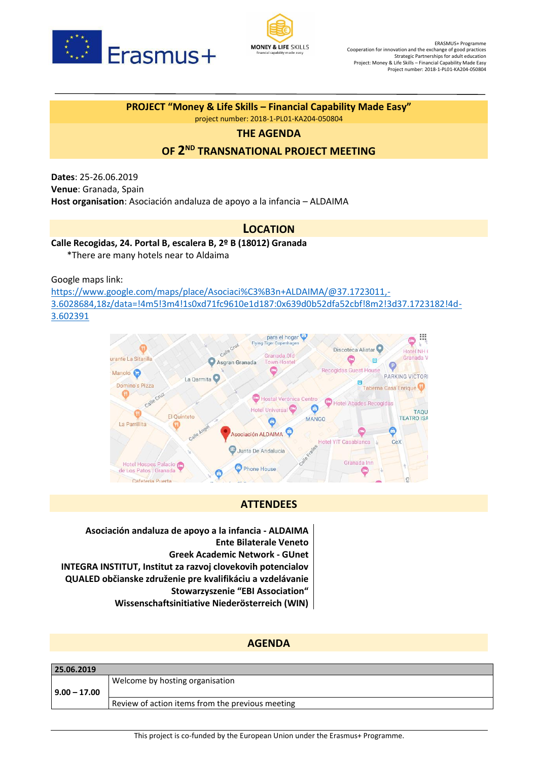# PROJECT "Money & Life Skills – Financial Capability Made Easy"

project number: 2018-1-PL01-KA204-050804

## THE AGENDA

## OF 2ND TRANSNATIONAL PROJECT MEETING

**Dates**: 25-26.06.2019
**Venue**: Granada, Spain
**Host organisation**: Asociación andaluza de apoyo a la infancia – ALDAIMA

## LOCATION

**Calle Recogidas, 24. Portal B, escalera B, 2º B (18012) Granada**

*There are many hotels near to Aldaima

Google maps link:
https://www.google.com/maps/place/Asociaci%C3%B3n+ALDAIMA/@37.1723011,-3.6028684,18z/data=!4m5!3m4!1s0xd71fc9610e1d187:0x639d0b52dfa52cbf!8m2!3d37.1723182!4d-3.602391

## ATTENDEES

**Asociación andaluza de apoyo a la infancia - ALDAIMA**
**Ente Bilaterale Veneto**
**Greek Academic Network - GUnet**
**INTEGRA INSTITUT, Institut za razvoj clovekovih potencialov**
**QUALED občianske združenie pre kvalifikáciu a vzdelávanie**
**Stowarzyszenie "EBI Association"**
**Wissenschaftsinitiative Niederösterreich (WIN)**

## AGENDA

| **25.06.2019** | |
|---|---|
| **9.00 – 17.00** | Welcome by hosting organisation |
| | Review of action items from the previous meeting |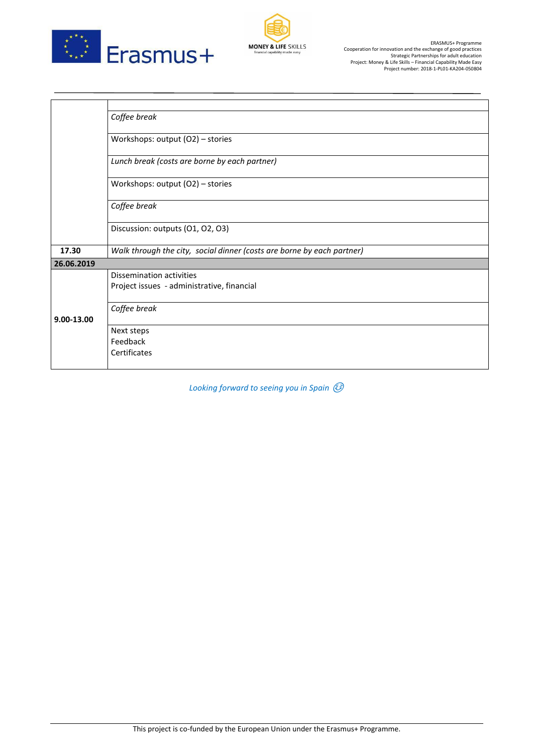| | |
|---|---|
| | |
| | *Coffee break* |
| | Workshops: output (O2) – stories |
| | *Lunch break (costs are borne by each partner)* |
| | Workshops: output (O2) – stories |
| | *Coffee break* |
| | Discussion: outputs (O1, O2, O3) |
| **17.30** | *Walk through the city,  social dinner (costs are borne by each partner)* |
| **26.06.2019** | |
| **9.00-13.00** | Dissemination activities<br>Project issues  - administrative, financial |
| | *Coffee break* |
| | Next steps<br>Feedback<br>Certificates |

*Looking forward to seeing you in Spain* 😊

This project is co-funded by the European Union under the Erasmus+ Programme.